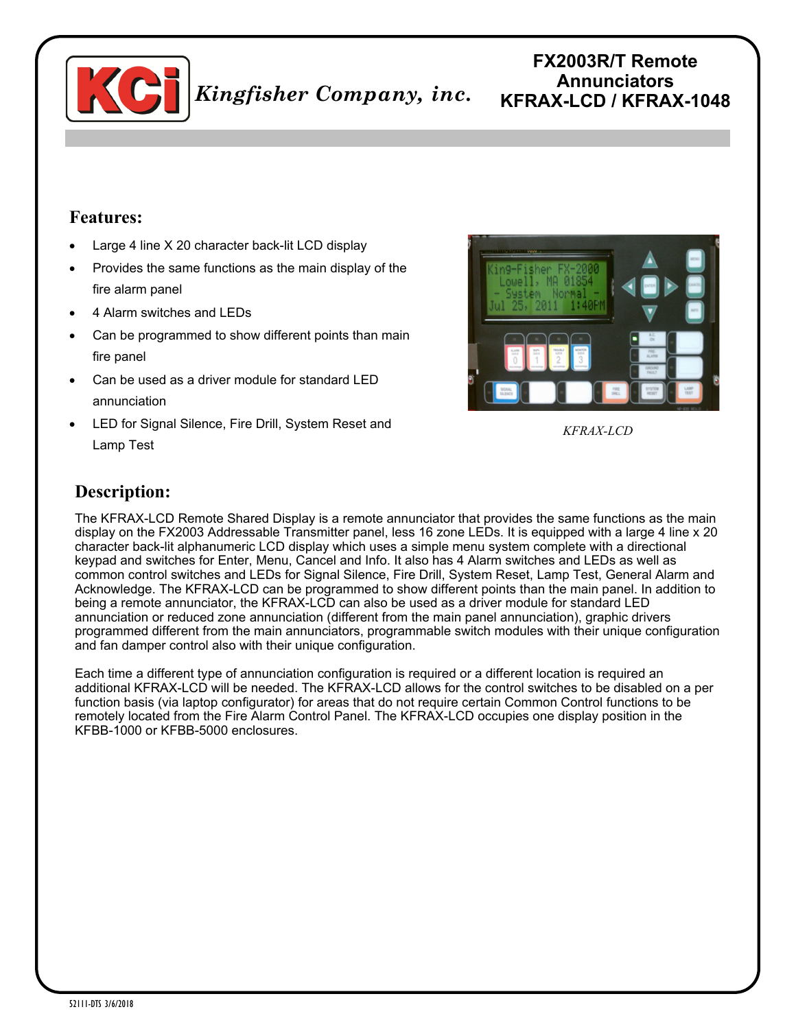**Kingfisher Company, inc.**

# FX2003R/T Remote Annunciators KFRAX-LCD / KFRAX-1048

## Features:

- Large 4 line X 20 character back-lit LCD display
- Provides the same functions as the main display of the fire alarm panel
- 4 Alarm switches and LEDs
- Can be programmed to show different points than main fire panel
- Can be used as a driver module for standard LED annunciation
- LED for Signal Silence, Fire Drill, System Reset and Lamp Test

*KFRAX-LCD*

## Description:

The KFRAX-LCD Remote Shared Display is a remote annunciator that provides the same functions as the main display on the FX2003 Addressable Transmitter panel, less 16 zone LEDs. It is equipped with a large 4 line x 20 character back-lit alphanumeric LCD display which uses a simple menu system complete with a directional keypad and switches for Enter, Menu, Cancel and Info. It also has 4 Alarm switches and LEDs as well as common control switches and LEDs for Signal Silence, Fire Drill, System Reset, Lamp Test, General Alarm and Acknowledge. The KFRAX-LCD can be programmed to show different points than the main panel. In addition to being a remote annunciator, the KFRAX-LCD can also be used as a driver module for standard LED annunciation or reduced zone annunciation (different from the main panel annunciation), graphic drivers programmed different from the main annunciators, programmable switch modules with their unique configuration and fan damper control also with their unique configuration.

Each time a different type of annunciation configuration is required or a different location is required an additional KFRAX-LCD will be needed. The KFRAX-LCD allows for the control switches to be disabled on a per function basis (via laptop configurator) for areas that do not require certain Common Control functions to be remotely located from the Fire Alarm Control Panel. The KFRAX-LCD occupies one display position in the KFBB-1000 or KFBB-5000 enclosures.

52111-DTS 3/6/2018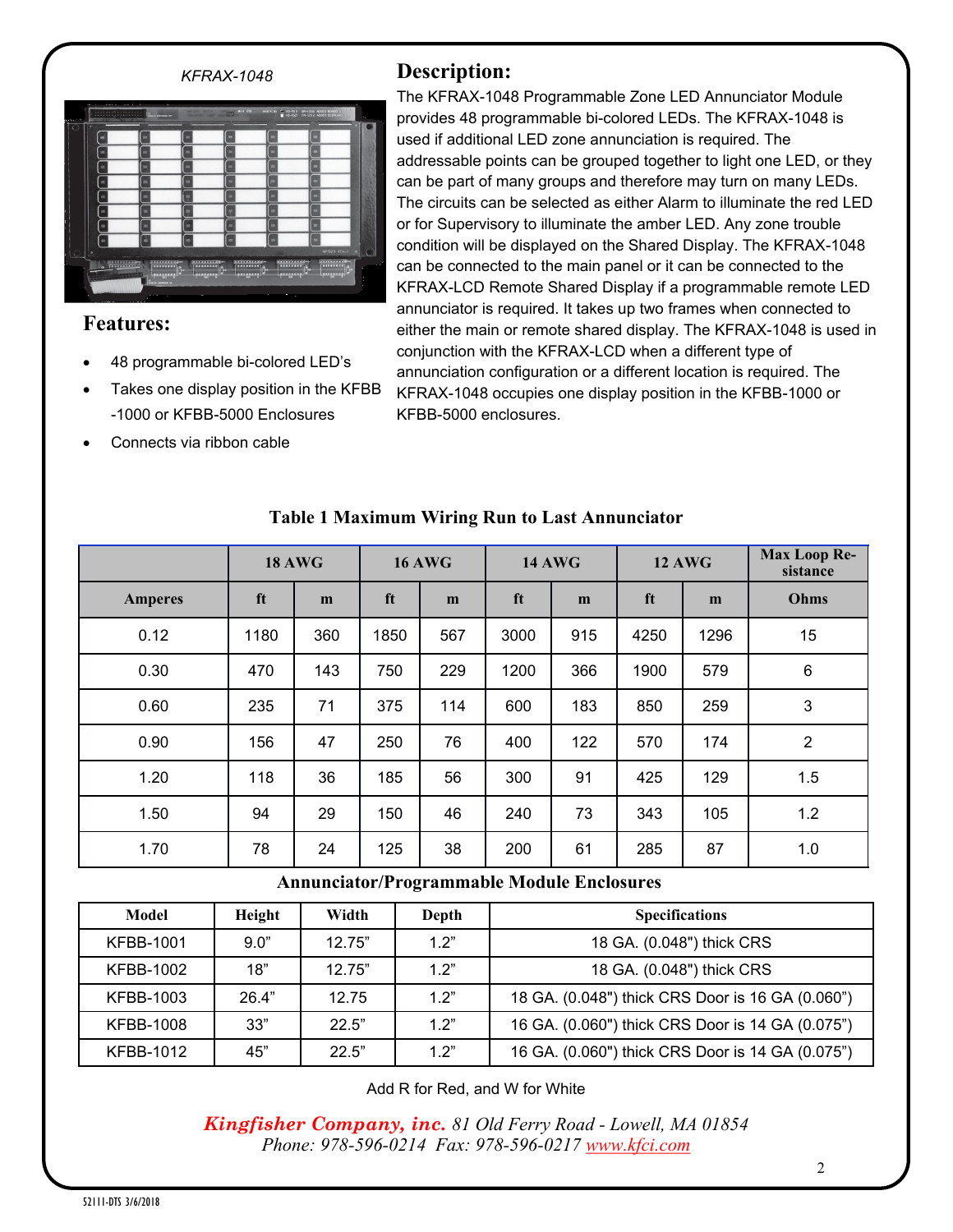*KFRAX-1048*

## Features:

- 48 programmable bi-colored LED's
- Takes one display position in the KFBB -1000 or KFBB-5000 Enclosures
- Connects via ribbon cable

## Description:

The KFRAX-1048 Programmable Zone LED Annunciator Module provides 48 programmable bi-colored LEDs. The KFRAX-1048 is used if additional LED zone annunciation is required. The addressable points can be grouped together to light one LED, or they can be part of many groups and therefore may turn on many LEDs. The circuits can be selected as either Alarm to illuminate the red LED or for Supervisory to illuminate the amber LED. Any zone trouble condition will be displayed on the Shared Display. The KFRAX-1048 can be connected to the main panel or it can be connected to the KFRAX-LCD Remote Shared Display if a programmable remote LED annunciator is required. It takes up two frames when connected to either the main or remote shared display. The KFRAX-1048 is used in conjunction with the KFRAX-LCD when a different type of annunciation configuration or a different location is required. The KFRAX-1048 occupies one display position in the KFBB-1000 or KFBB-5000 enclosures.

### Table 1 Maximum Wiring Run to Last Annunciator

| | 18 AWG | | 16 AWG | | 14 AWG | | 12 AWG | | Max Loop Resistance |
|---|---|---|---|---|---|---|---|---|---|
| **Amperes** | **ft** | **m** | **ft** | **m** | **ft** | **m** | **ft** | **m** | **Ohms** |
| 0.12 | 1180 | 360 | 1850 | 567 | 3000 | 915 | 4250 | 1296 | 15 |
| 0.30 | 470 | 143 | 750 | 229 | 1200 | 366 | 1900 | 579 | 6 |
| 0.60 | 235 | 71 | 375 | 114 | 600 | 183 | 850 | 259 | 3 |
| 0.90 | 156 | 47 | 250 | 76 | 400 | 122 | 570 | 174 | 2 |
| 1.20 | 118 | 36 | 185 | 56 | 300 | 91 | 425 | 129 | 1.5 |
| 1.50 | 94 | 29 | 150 | 46 | 240 | 73 | 343 | 105 | 1.2 |
| 1.70 | 78 | 24 | 125 | 38 | 200 | 61 | 285 | 87 | 1.0 |

### Annunciator/Programmable Module Enclosures

| Model | Height | Width | Depth | Specifications |
|---|---|---|---|---|
| KFBB-1001 | 9.0" | 12.75" | 1.2" | 18 GA. (0.048") thick CRS |
| KFBB-1002 | 18" | 12.75" | 1.2" | 18 GA. (0.048") thick CRS |
| KFBB-1003 | 26.4" | 12.75 | 1.2" | 18 GA. (0.048") thick CRS Door is 16 GA (0.060") |
| KFBB-1008 | 33" | 22.5" | 1.2" | 16 GA. (0.060") thick CRS Door is 14 GA (0.075") |
| KFBB-1012 | 45" | 22.5" | 1.2" | 16 GA. (0.060") thick CRS Door is 14 GA (0.075") |

Add R for Red, and W for White

***Kingfisher Company, inc.*** *81 Old Ferry Road - Lowell, MA 01854*
*Phone: 978-596-0214 Fax: 978-596-0217 www.kfci.com*

52111-DTS 3/6/2018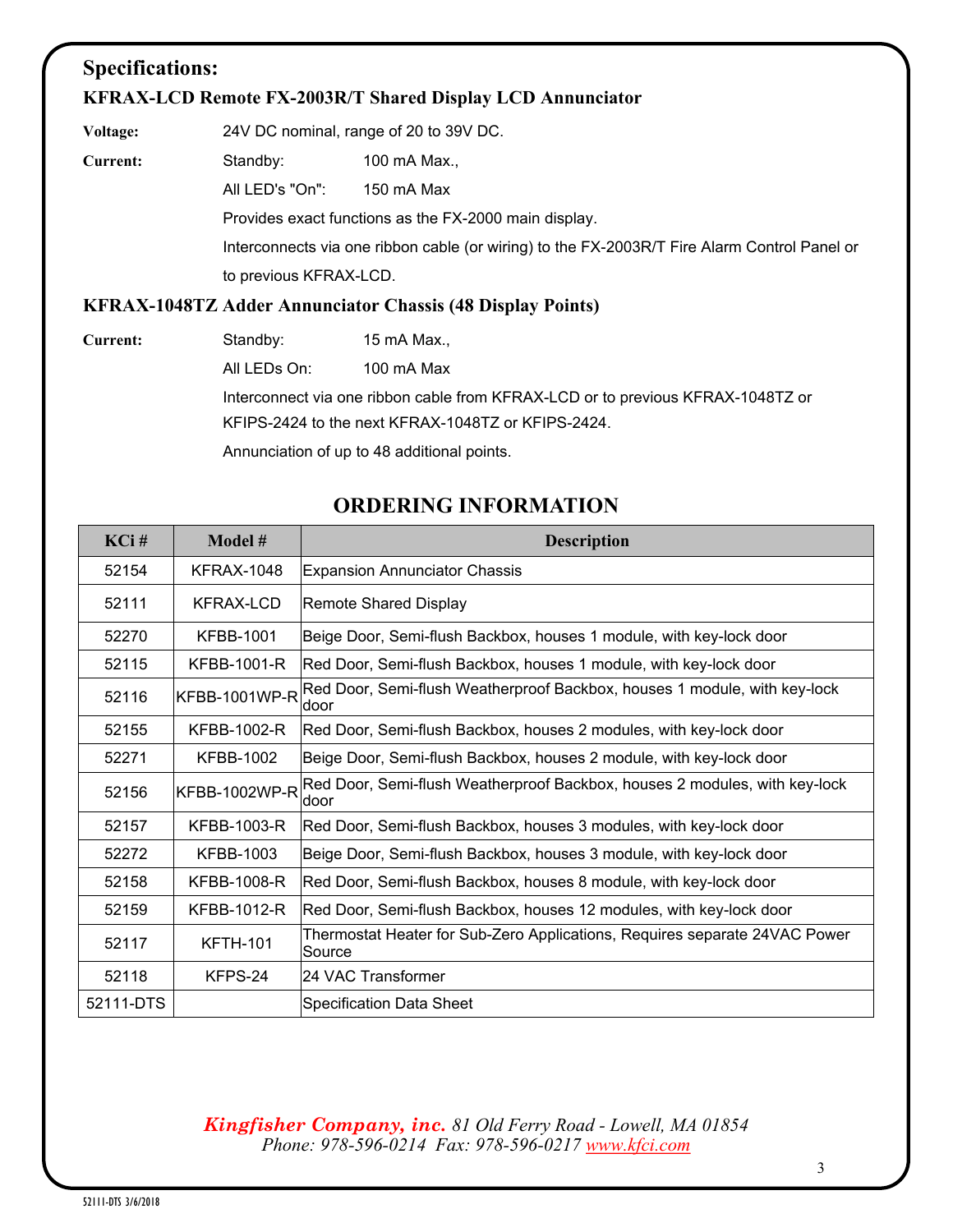## Specifications:

### KFRAX-LCD Remote FX-2003R/T Shared Display LCD Annunciator

**Voltage:** 24V DC nominal, range of 20 to 39V DC.

**Current:**
- Standby: 100 mA Max.,
- All LED's "On": 150 mA Max

Provides exact functions as the FX-2000 main display.

Interconnects via one ribbon cable (or wiring) to the FX-2003R/T Fire Alarm Control Panel or to previous KFRAX-LCD.

### KFRAX-1048TZ Adder Annunciator Chassis (48 Display Points)

**Current:**
- Standby: 15 mA Max.,
- All LEDs On: 100 mA Max

Interconnect via one ribbon cable from KFRAX-LCD or to previous KFRAX-1048TZ or KFIPS-2424 to the next KFRAX-1048TZ or KFIPS-2424.

Annunciation of up to 48 additional points.

## ORDERING INFORMATION

| KCi # | Model # | Description |
|---|---|---|
| 52154 | KFRAX-1048 | Expansion Annunciator Chassis |
| 52111 | KFRAX-LCD | Remote Shared Display |
| 52270 | KFBB-1001 | Beige Door, Semi-flush Backbox, houses 1 module, with key-lock door |
| 52115 | KFBB-1001-R | Red Door, Semi-flush Backbox, houses 1 module, with key-lock door |
| 52116 | KFBB-1001WP-R | Red Door, Semi-flush Weatherproof Backbox, houses 1 module, with key-lock door |
| 52155 | KFBB-1002-R | Red Door, Semi-flush Backbox, houses 2 modules, with key-lock door |
| 52271 | KFBB-1002 | Beige Door, Semi-flush Backbox, houses 2 module, with key-lock door |
| 52156 | KFBB-1002WP-R | Red Door, Semi-flush Weatherproof Backbox, houses 2 modules, with key-lock door |
| 52157 | KFBB-1003-R | Red Door, Semi-flush Backbox, houses 3 modules, with key-lock door |
| 52272 | KFBB-1003 | Beige Door, Semi-flush Backbox, houses 3 module, with key-lock door |
| 52158 | KFBB-1008-R | Red Door, Semi-flush Backbox, houses 8 module, with key-lock door |
| 52159 | KFBB-1012-R | Red Door, Semi-flush Backbox, houses 12 modules, with key-lock door |
| 52117 | KFTH-101 | Thermostat Heater for Sub-Zero Applications, Requires separate 24VAC Power Source |
| 52118 | KFPS-24 | 24 VAC Transformer |
| 52111-DTS | | Specification Data Sheet |

***Kingfisher Company, inc.*** *81 Old Ferry Road - Lowell, MA 01854*
*Phone: 978-596-0214 Fax: 978-596-0217 www.kfci.com*

52111-DTS 3/6/2018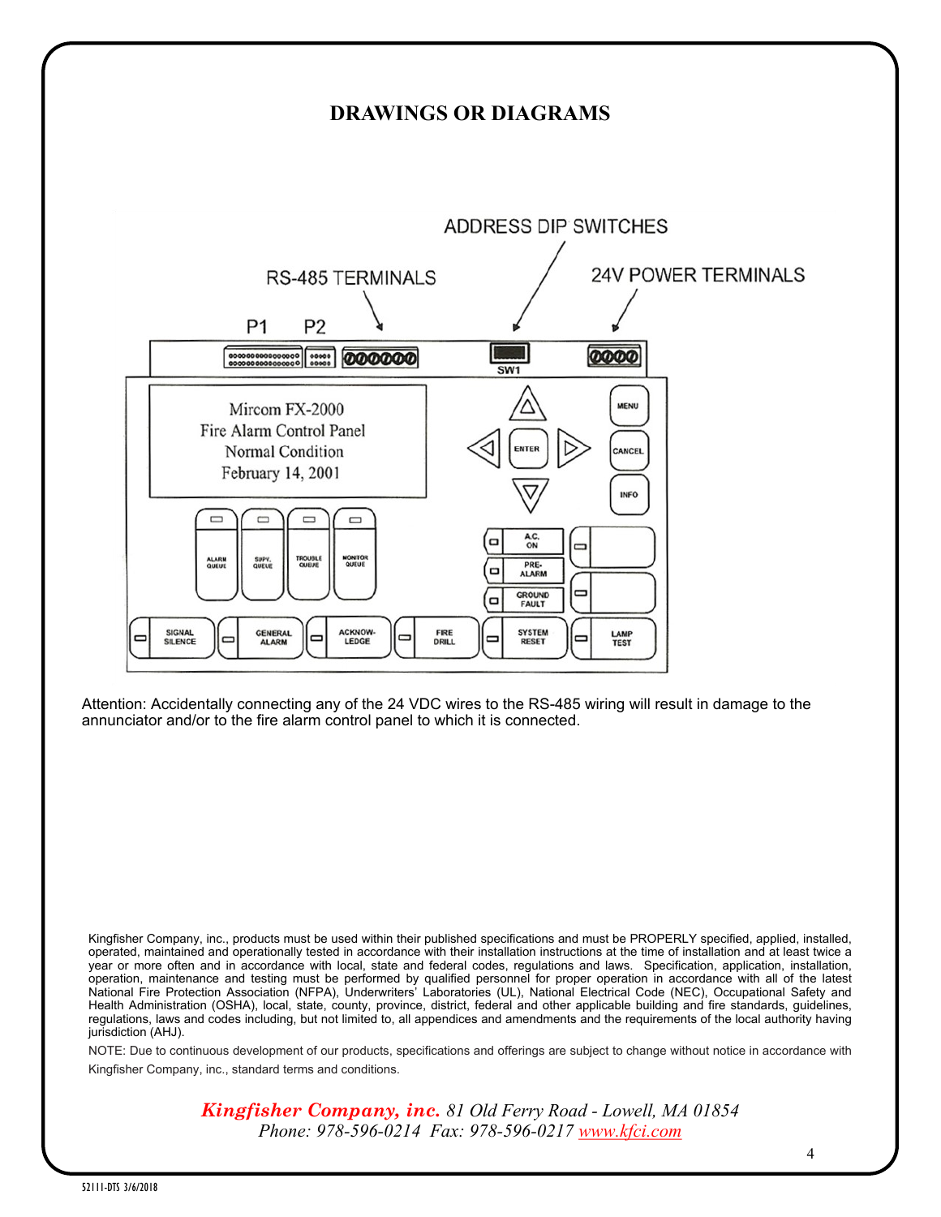## DRAWINGS OR DIAGRAMS

ADDRESS DIP SWITCHES

RS-485 TERMINALS

24V POWER TERMINALS

P1 P2

SW1

Mircom FX-2000
Fire Alarm Control Panel
Normal Condition
February 14, 2001

MENU

ENTER

CANCEL

INFO

ALARM QUEUE

SUPV. QUEUE

TROUBLE QUEUE

MONITOR QUEUE

A.C. ON

PRE-ALARM

GROUND FAULT

SIGNAL SILENCE

GENERAL ALARM

ACKNOW-LEDGE

FIRE DRILL

SYSTEM RESET

LAMP TEST

Attention: Accidentally connecting any of the 24 VDC wires to the RS-485 wiring will result in damage to the annunciator and/or to the fire alarm control panel to which it is connected.

Kingfisher Company, inc., products must be used within their published specifications and must be PROPERLY specified, applied, installed, operated, maintained and operationally tested in accordance with their installation instructions at the time of installation and at least twice a year or more often and in accordance with local, state and federal codes, regulations and laws. Specification, application, installation, operation, maintenance and testing must be performed by qualified personnel for proper operation in accordance with all of the latest National Fire Protection Association (NFPA), Underwriters' Laboratories (UL), National Electrical Code (NEC), Occupational Safety and Health Administration (OSHA), local, state, county, province, district, federal and other applicable building and fire standards, guidelines, regulations, laws and codes including, but not limited to, all appendices and amendments and the requirements of the local authority having jurisdiction (AHJ).

NOTE: Due to continuous development of our products, specifications and offerings are subject to change without notice in accordance with Kingfisher Company, inc., standard terms and conditions.

***Kingfisher Company, inc.*** *81 Old Ferry Road - Lowell, MA 01854*
*Phone: 978-596-0214 Fax: 978-596-0217 www.kfci.com*

52111-DTS 3/6/2018